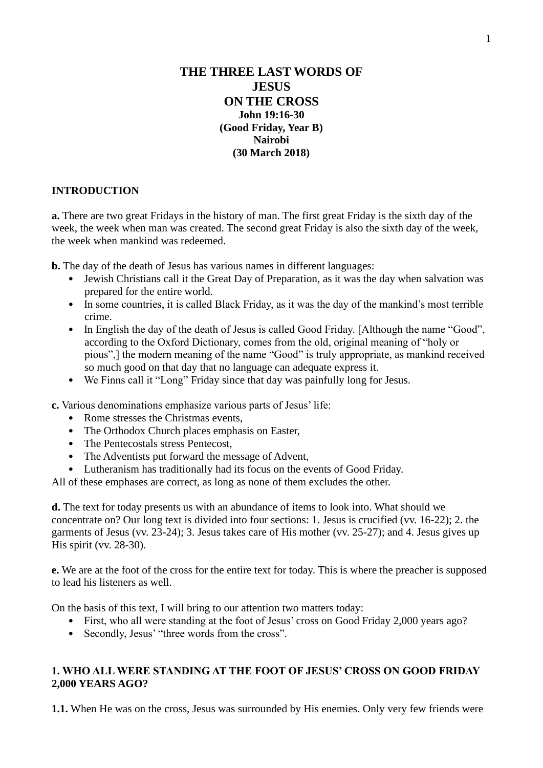# THE THREE LAST WORDS OF JESUS ON THE CROSS

**John 19:16-30**
**(Good Friday, Year B)**
**Nairobi**
**(30 March 2018)**

## INTRODUCTION

**a.** There are two great Fridays in the history of man. The first great Friday is the sixth day of the week, the week when man was created. The second great Friday is also the sixth day of the week, the week when mankind was redeemed.

**b.** The day of the death of Jesus has various names in different languages:

- Jewish Christians call it the Great Day of Preparation, as it was the day when salvation was prepared for the entire world.
- In some countries, it is called Black Friday, as it was the day of the mankind's most terrible crime.
- In English the day of the death of Jesus is called Good Friday. [Although the name "Good", according to the Oxford Dictionary, comes from the old, original meaning of "holy or pious",] the modern meaning of the name "Good" is truly appropriate, as mankind received so much good on that day that no language can adequate express it.
- We Finns call it "Long" Friday since that day was painfully long for Jesus.

**c.** Various denominations emphasize various parts of Jesus' life:

- Rome stresses the Christmas events,
- The Orthodox Church places emphasis on Easter,
- The Pentecostals stress Pentecost,
- The Adventists put forward the message of Advent,
- Lutheranism has traditionally had its focus on the events of Good Friday.

All of these emphases are correct, as long as none of them excludes the other.

**d.** The text for today presents us with an abundance of items to look into. What should we concentrate on? Our long text is divided into four sections: 1. Jesus is crucified (vv. 16-22); 2. the garments of Jesus (vv. 23-24); 3. Jesus takes care of His mother (vv. 25-27); and 4. Jesus gives up His spirit (vv. 28-30).

**e.** We are at the foot of the cross for the entire text for today. This is where the preacher is supposed to lead his listeners as well.

On the basis of this text, I will bring to our attention two matters today:

- First, who all were standing at the foot of Jesus' cross on Good Friday 2,000 years ago?
- Secondly, Jesus' "three words from the cross".

## 1. WHO ALL WERE STANDING AT THE FOOT OF JESUS' CROSS ON GOOD FRIDAY 2,000 YEARS AGO?

**1.1.** When He was on the cross, Jesus was surrounded by His enemies. Only very few friends were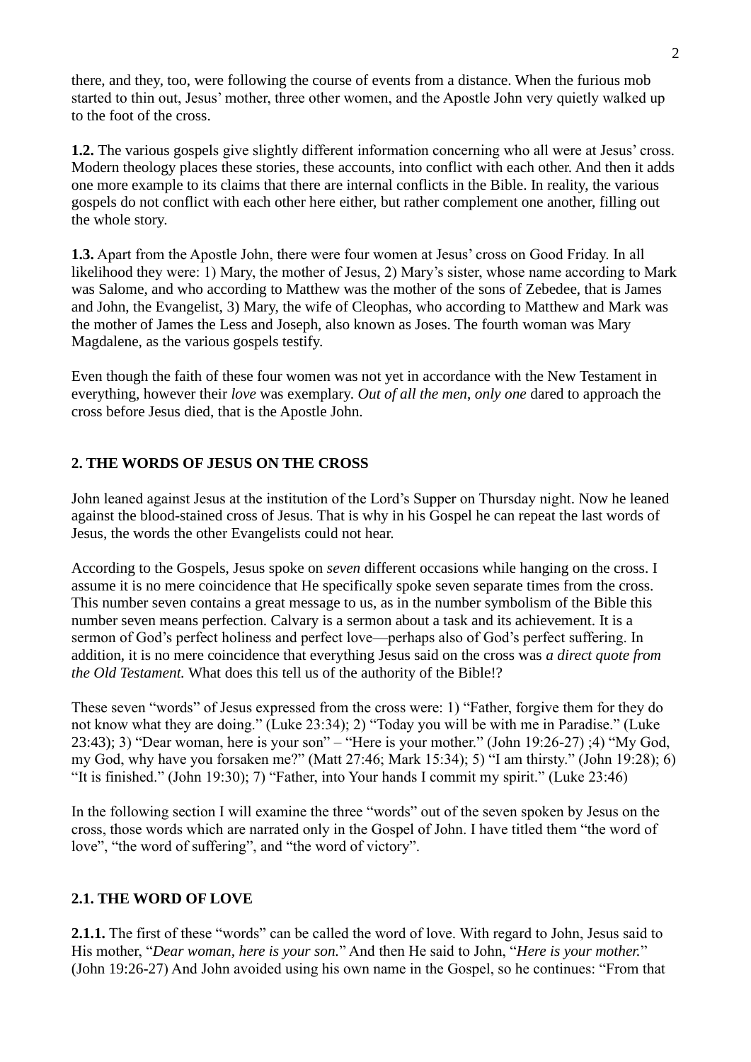there, and they, too, were following the course of events from a distance. When the furious mob started to thin out, Jesus' mother, three other women, and the Apostle John very quietly walked up to the foot of the cross.

**1.2.** The various gospels give slightly different information concerning who all were at Jesus' cross. Modern theology places these stories, these accounts, into conflict with each other. And then it adds one more example to its claims that there are internal conflicts in the Bible. In reality, the various gospels do not conflict with each other here either, but rather complement one another, filling out the whole story.

**1.3.** Apart from the Apostle John, there were four women at Jesus' cross on Good Friday. In all likelihood they were: 1) Mary, the mother of Jesus, 2) Mary's sister, whose name according to Mark was Salome, and who according to Matthew was the mother of the sons of Zebedee, that is James and John, the Evangelist, 3) Mary, the wife of Cleophas, who according to Matthew and Mark was the mother of James the Less and Joseph, also known as Joses. The fourth woman was Mary Magdalene, as the various gospels testify.

Even though the faith of these four women was not yet in accordance with the New Testament in everything, however their *love* was exemplary. *Out of all the men*, *only one* dared to approach the cross before Jesus died, that is the Apostle John.

## 2. THE WORDS OF JESUS ON THE CROSS

John leaned against Jesus at the institution of the Lord's Supper on Thursday night. Now he leaned against the blood-stained cross of Jesus. That is why in his Gospel he can repeat the last words of Jesus, the words the other Evangelists could not hear.

According to the Gospels, Jesus spoke on *seven* different occasions while hanging on the cross. I assume it is no mere coincidence that He specifically spoke seven separate times from the cross. This number seven contains a great message to us, as in the number symbolism of the Bible this number seven means perfection. Calvary is a sermon about a task and its achievement. It is a sermon of God's perfect holiness and perfect love—perhaps also of God's perfect suffering. In addition, it is no mere coincidence that everything Jesus said on the cross was *a direct quote from the Old Testament.* What does this tell us of the authority of the Bible!?

These seven "words" of Jesus expressed from the cross were: 1) "Father, forgive them for they do not know what they are doing." (Luke 23:34); 2) "Today you will be with me in Paradise." (Luke 23:43); 3) "Dear woman, here is your son" – "Here is your mother." (John 19:26-27) ;4) "My God, my God, why have you forsaken me?" (Matt 27:46; Mark 15:34); 5) "I am thirsty." (John 19:28); 6) "It is finished." (John 19:30); 7) "Father, into Your hands I commit my spirit." (Luke 23:46)

In the following section I will examine the three "words" out of the seven spoken by Jesus on the cross, those words which are narrated only in the Gospel of John. I have titled them "the word of love", "the word of suffering", and "the word of victory".

### 2.1. THE WORD OF LOVE

**2.1.1.** The first of these "words" can be called the word of love. With regard to John, Jesus said to His mother, "*Dear woman, here is your son.*" And then He said to John, "*Here is your mother.*" (John 19:26-27) And John avoided using his own name in the Gospel, so he continues: "From that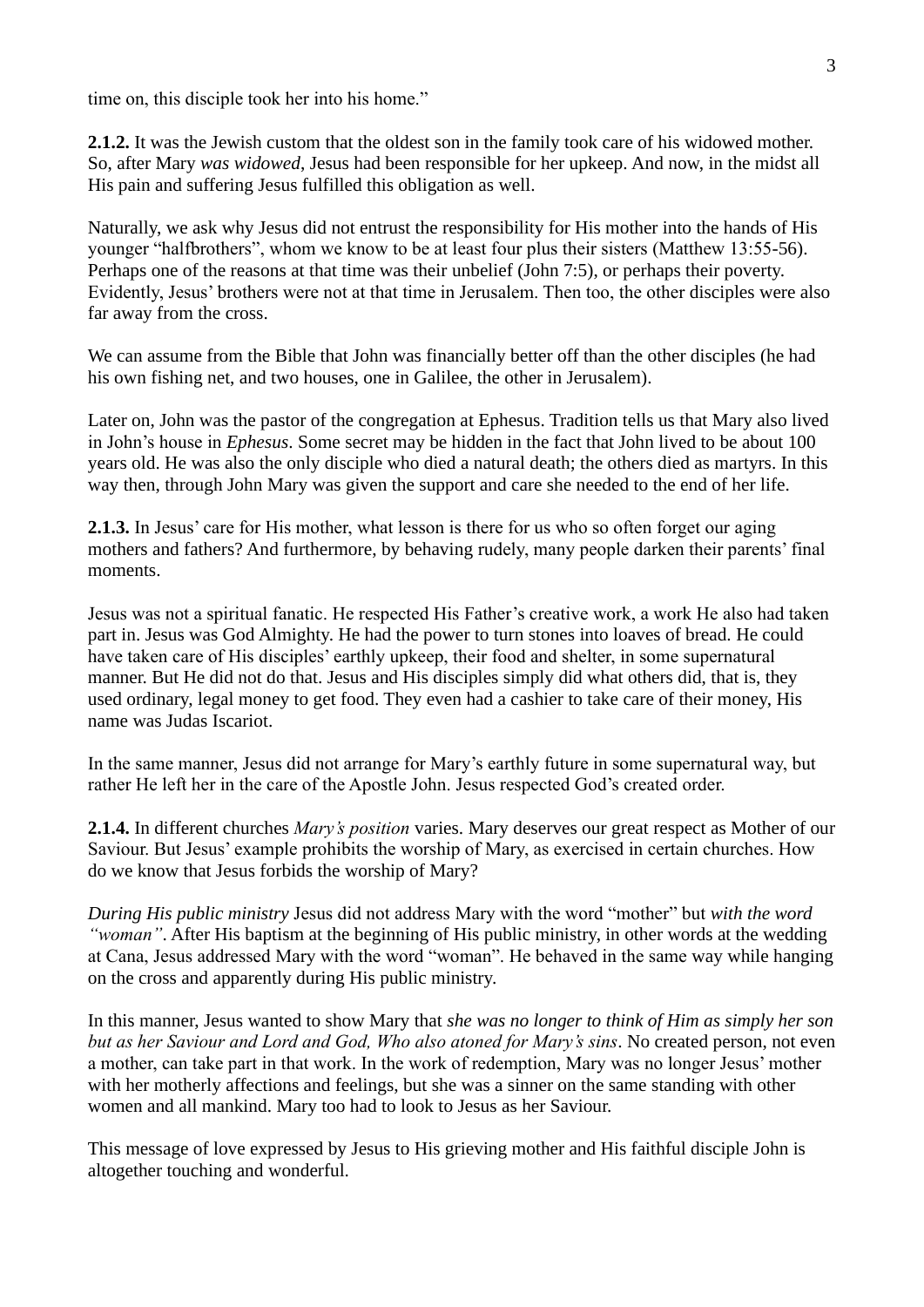time on, this disciple took her into his home."

**2.1.2.** It was the Jewish custom that the oldest son in the family took care of his widowed mother. So, after Mary *was widowed*, Jesus had been responsible for her upkeep. And now, in the midst all His pain and suffering Jesus fulfilled this obligation as well.

Naturally, we ask why Jesus did not entrust the responsibility for His mother into the hands of His younger "halfbrothers", whom we know to be at least four plus their sisters (Matthew 13:55-56). Perhaps one of the reasons at that time was their unbelief (John 7:5), or perhaps their poverty. Evidently, Jesus' brothers were not at that time in Jerusalem. Then too, the other disciples were also far away from the cross.

We can assume from the Bible that John was financially better off than the other disciples (he had his own fishing net, and two houses, one in Galilee, the other in Jerusalem).

Later on, John was the pastor of the congregation at Ephesus. Tradition tells us that Mary also lived in John's house in *Ephesus*. Some secret may be hidden in the fact that John lived to be about 100 years old. He was also the only disciple who died a natural death; the others died as martyrs. In this way then, through John Mary was given the support and care she needed to the end of her life.

**2.1.3.** In Jesus' care for His mother, what lesson is there for us who so often forget our aging mothers and fathers? And furthermore, by behaving rudely, many people darken their parents' final moments.

Jesus was not a spiritual fanatic. He respected His Father's creative work, a work He also had taken part in. Jesus was God Almighty. He had the power to turn stones into loaves of bread. He could have taken care of His disciples' earthly upkeep, their food and shelter, in some supernatural manner. But He did not do that. Jesus and His disciples simply did what others did, that is, they used ordinary, legal money to get food. They even had a cashier to take care of their money, His name was Judas Iscariot.

In the same manner, Jesus did not arrange for Mary's earthly future in some supernatural way, but rather He left her in the care of the Apostle John. Jesus respected God's created order.

**2.1.4.** In different churches *Mary's position* varies. Mary deserves our great respect as Mother of our Saviour. But Jesus' example prohibits the worship of Mary, as exercised in certain churches. How do we know that Jesus forbids the worship of Mary?

*During His public ministry* Jesus did not address Mary with the word "mother" but *with the word "woman"*. After His baptism at the beginning of His public ministry, in other words at the wedding at Cana, Jesus addressed Mary with the word "woman". He behaved in the same way while hanging on the cross and apparently during His public ministry.

In this manner, Jesus wanted to show Mary that *she was no longer to think of Him as simply her son but as her Saviour and Lord and God, Who also atoned for Mary's sins*. No created person, not even a mother, can take part in that work. In the work of redemption, Mary was no longer Jesus' mother with her motherly affections and feelings, but she was a sinner on the same standing with other women and all mankind. Mary too had to look to Jesus as her Saviour.

This message of love expressed by Jesus to His grieving mother and His faithful disciple John is altogether touching and wonderful.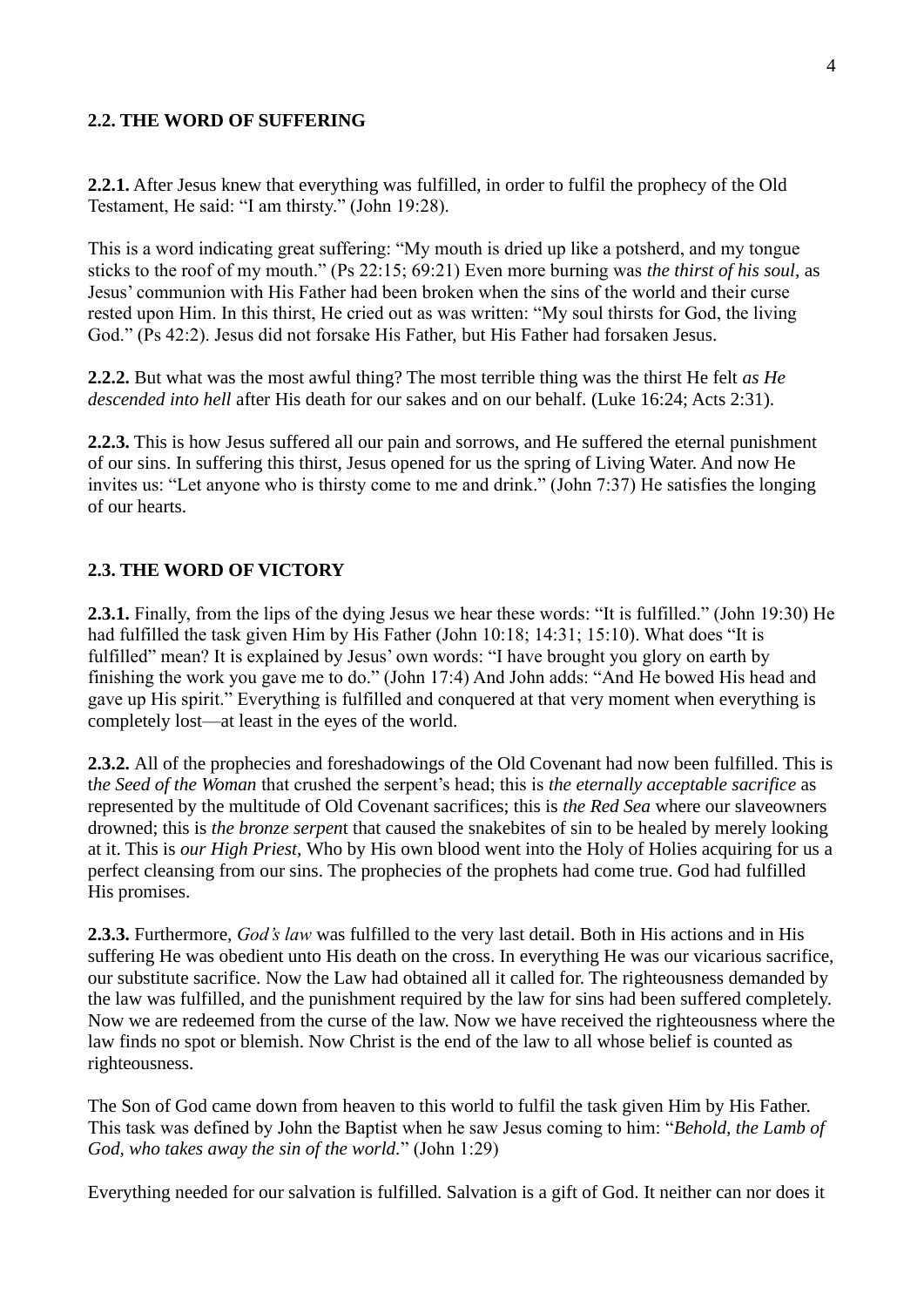## 2.2. THE WORD OF SUFFERING

**2.2.1.** After Jesus knew that everything was fulfilled, in order to fulfil the prophecy of the Old Testament, He said: "I am thirsty." (John 19:28).

This is a word indicating great suffering: "My mouth is dried up like a potsherd, and my tongue sticks to the roof of my mouth." (Ps 22:15; 69:21) Even more burning was *the thirst of his soul*, as Jesus' communion with His Father had been broken when the sins of the world and their curse rested upon Him. In this thirst, He cried out as was written: "My soul thirsts for God, the living God." (Ps 42:2). Jesus did not forsake His Father, but His Father had forsaken Jesus.

**2.2.2.** But what was the most awful thing? The most terrible thing was the thirst He felt *as He descended into hell* after His death for our sakes and on our behalf. (Luke 16:24; Acts 2:31).

**2.2.3.** This is how Jesus suffered all our pain and sorrows, and He suffered the eternal punishment of our sins. In suffering this thirst, Jesus opened for us the spring of Living Water. And now He invites us: "Let anyone who is thirsty come to me and drink." (John 7:37) He satisfies the longing of our hearts.

## 2.3. THE WORD OF VICTORY

**2.3.1.** Finally, from the lips of the dying Jesus we hear these words: "It is fulfilled." (John 19:30) He had fulfilled the task given Him by His Father (John 10:18; 14:31; 15:10). What does "It is fulfilled" mean? It is explained by Jesus' own words: "I have brought you glory on earth by finishing the work you gave me to do." (John 17:4) And John adds: "And He bowed His head and gave up His spirit." Everything is fulfilled and conquered at that very moment when everything is completely lost—at least in the eyes of the world.

**2.3.2.** All of the prophecies and foreshadowings of the Old Covenant had now been fulfilled. This is t*he Seed of the Woman* that crushed the serpent's head; this is *the eternally acceptable sacrifice* as represented by the multitude of Old Covenant sacrifices; this is *the Red Sea* where our slaveowners drowned; this is *the bronze serpen*t that caused the snakebites of sin to be healed by merely looking at it. This is *our High Priest*, Who by His own blood went into the Holy of Holies acquiring for us a perfect cleansing from our sins. The prophecies of the prophets had come true. God had fulfilled His promises.

**2.3.3.** Furthermore, *God's law* was fulfilled to the very last detail. Both in His actions and in His suffering He was obedient unto His death on the cross. In everything He was our vicarious sacrifice, our substitute sacrifice. Now the Law had obtained all it called for. The righteousness demanded by the law was fulfilled, and the punishment required by the law for sins had been suffered completely. Now we are redeemed from the curse of the law. Now we have received the righteousness where the law finds no spot or blemish. Now Christ is the end of the law to all whose belief is counted as righteousness.

The Son of God came down from heaven to this world to fulfil the task given Him by His Father. This task was defined by John the Baptist when he saw Jesus coming to him: "*Behold, the Lamb of God, who takes away the sin of the world*." (John 1:29)

Everything needed for our salvation is fulfilled. Salvation is a gift of God. It neither can nor does it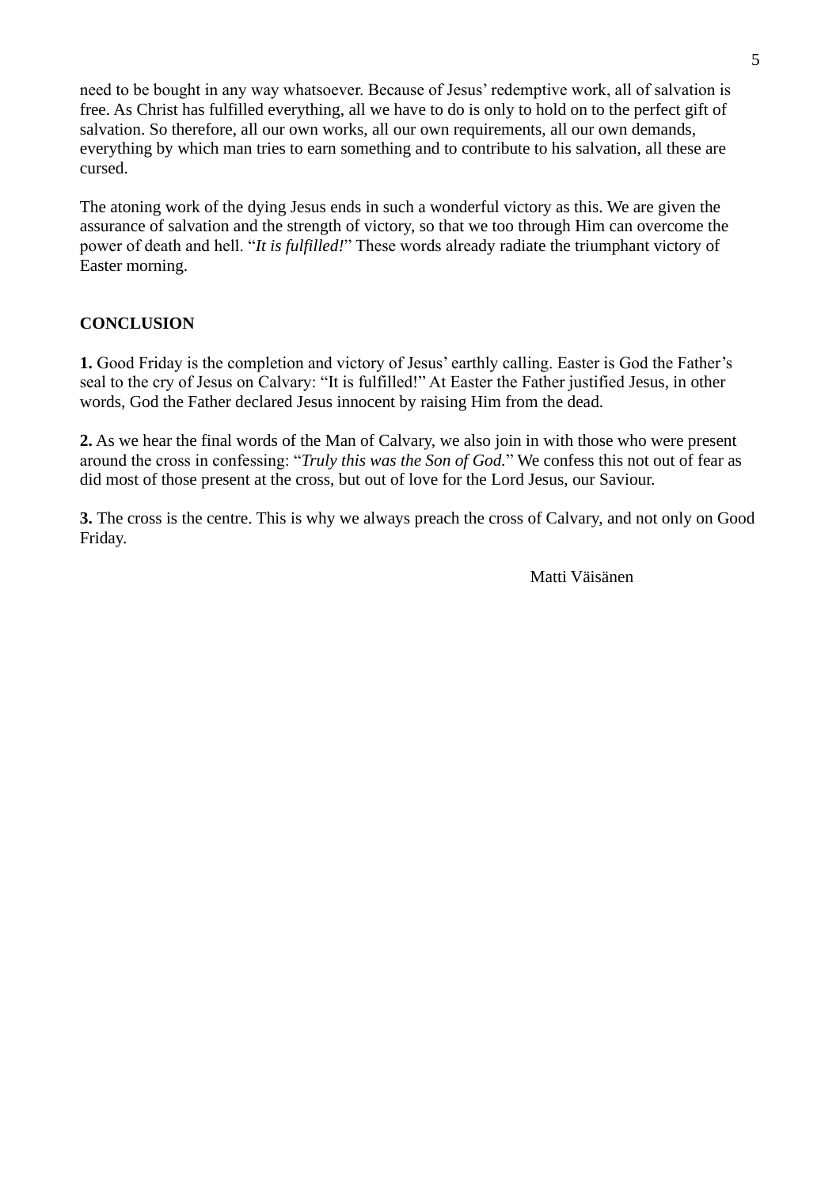need to be bought in any way whatsoever. Because of Jesus' redemptive work, all of salvation is free. As Christ has fulfilled everything, all we have to do is only to hold on to the perfect gift of salvation. So therefore, all our own works, all our own requirements, all our own demands, everything by which man tries to earn something and to contribute to his salvation, all these are cursed.

The atoning work of the dying Jesus ends in such a wonderful victory as this. We are given the assurance of salvation and the strength of victory, so that we too through Him can overcome the power of death and hell. "*It is fulfilled!*" These words already radiate the triumphant victory of Easter morning.

**CONCLUSION**

**1.** Good Friday is the completion and victory of Jesus' earthly calling. Easter is God the Father's seal to the cry of Jesus on Calvary: "It is fulfilled!" At Easter the Father justified Jesus, in other words, God the Father declared Jesus innocent by raising Him from the dead.

**2.** As we hear the final words of the Man of Calvary, we also join in with those who were present around the cross in confessing: "*Truly this was the Son of God.*" We confess this not out of fear as did most of those present at the cross, but out of love for the Lord Jesus, our Saviour.

**3.** The cross is the centre. This is why we always preach the cross of Calvary, and not only on Good Friday.

Matti Väisänen